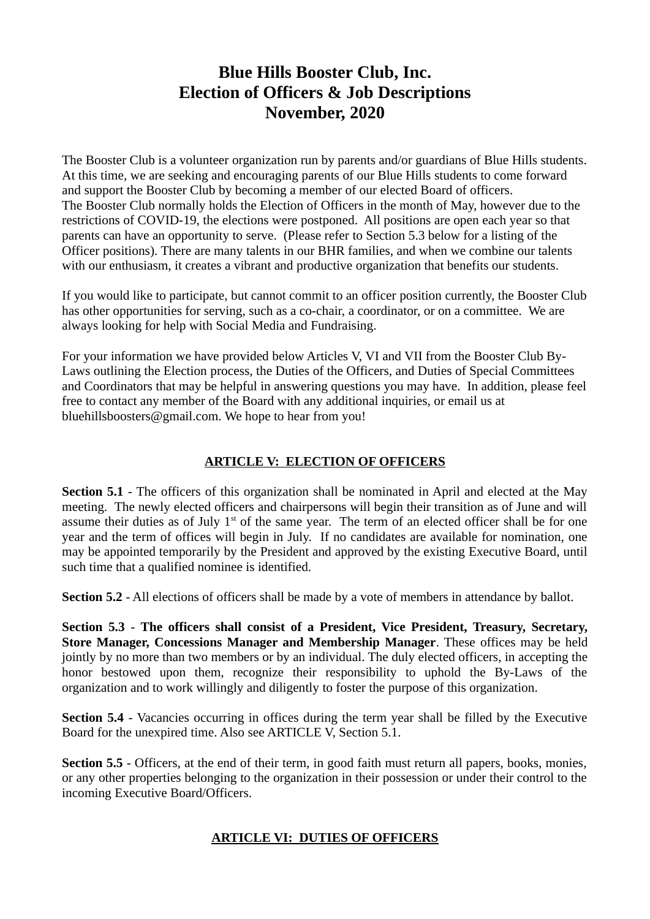# Blue Hills Booster Club, Inc.
# Election of Officers & Job Descriptions
# November, 2020

The Booster Club is a volunteer organization run by parents and/or guardians of Blue Hills students. At this time, we are seeking and encouraging parents of our Blue Hills students to come forward and support the Booster Club by becoming a member of our elected Board of officers.
The Booster Club normally holds the Election of Officers in the month of May, however due to the restrictions of COVID-19, the elections were postponed. All positions are open each year so that parents can have an opportunity to serve. (Please refer to Section 5.3 below for a listing of the Officer positions). There are many talents in our BHR families, and when we combine our talents with our enthusiasm, it creates a vibrant and productive organization that benefits our students.

If you would like to participate, but cannot commit to an officer position currently, the Booster Club has other opportunities for serving, such as a co-chair, a coordinator, or on a committee. We are always looking for help with Social Media and Fundraising.

For your information we have provided below Articles V, VI and VII from the Booster Club By-Laws outlining the Election process, the Duties of the Officers, and Duties of Special Committees and Coordinators that may be helpful in answering questions you may have. In addition, please feel free to contact any member of the Board with any additional inquiries, or email us at bluehillsboosters@gmail.com. We hope to hear from you!

## ARTICLE V: ELECTION OF OFFICERS

**Section 5.1** - The officers of this organization shall be nominated in April and elected at the May meeting. The newly elected officers and chairpersons will begin their transition as of June and will assume their duties as of July 1st of the same year. The term of an elected officer shall be for one year and the term of offices will begin in July. If no candidates are available for nomination, one may be appointed temporarily by the President and approved by the existing Executive Board, until such time that a qualified nominee is identified.

**Section 5.2** - All elections of officers shall be made by a vote of members in attendance by ballot.

**Section 5.3** - **The officers shall consist of a President, Vice President, Treasury, Secretary, Store Manager, Concessions Manager and Membership Manager**. These offices may be held jointly by no more than two members or by an individual. The duly elected officers, in accepting the honor bestowed upon them, recognize their responsibility to uphold the By-Laws of the organization and to work willingly and diligently to foster the purpose of this organization.

**Section 5.4** - Vacancies occurring in offices during the term year shall be filled by the Executive Board for the unexpired time. Also see ARTICLE V, Section 5.1.

**Section 5.5** - Officers, at the end of their term, in good faith must return all papers, books, monies, or any other properties belonging to the organization in their possession or under their control to the incoming Executive Board/Officers.

## ARTICLE VI: DUTIES OF OFFICERS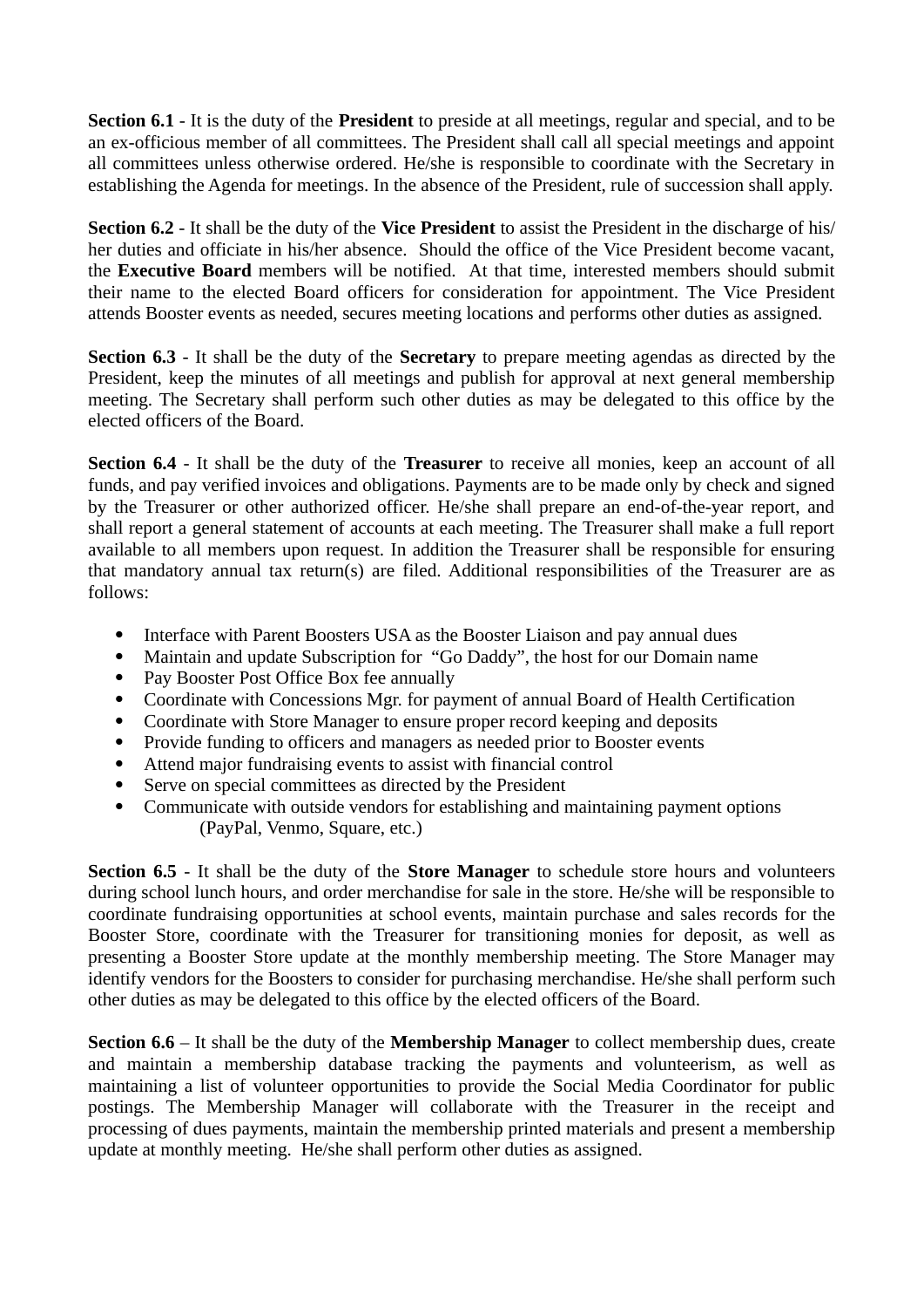**Section 6.1** - It is the duty of the **President** to preside at all meetings, regular and special, and to be an ex-officious member of all committees. The President shall call all special meetings and appoint all committees unless otherwise ordered. He/she is responsible to coordinate with the Secretary in establishing the Agenda for meetings. In the absence of the President, rule of succession shall apply.

**Section 6.2** - It shall be the duty of the **Vice President** to assist the President in the discharge of his/ her duties and officiate in his/her absence. Should the office of the Vice President become vacant, the **Executive Board** members will be notified. At that time, interested members should submit their name to the elected Board officers for consideration for appointment. The Vice President attends Booster events as needed, secures meeting locations and performs other duties as assigned.

**Section 6.3** - It shall be the duty of the **Secretary** to prepare meeting agendas as directed by the President, keep the minutes of all meetings and publish for approval at next general membership meeting. The Secretary shall perform such other duties as may be delegated to this office by the elected officers of the Board.

**Section 6.4** - It shall be the duty of the **Treasurer** to receive all monies, keep an account of all funds, and pay verified invoices and obligations. Payments are to be made only by check and signed by the Treasurer or other authorized officer. He/she shall prepare an end-of-the-year report, and shall report a general statement of accounts at each meeting. The Treasurer shall make a full report available to all members upon request. In addition the Treasurer shall be responsible for ensuring that mandatory annual tax return(s) are filed. Additional responsibilities of the Treasurer are as follows:

- Interface with Parent Boosters USA as the Booster Liaison and pay annual dues
- Maintain and update Subscription for "Go Daddy", the host for our Domain name
- Pay Booster Post Office Box fee annually
- Coordinate with Concessions Mgr. for payment of annual Board of Health Certification
- Coordinate with Store Manager to ensure proper record keeping and deposits
- Provide funding to officers and managers as needed prior to Booster events
- Attend major fundraising events to assist with financial control
- Serve on special committees as directed by the President
- Communicate with outside vendors for establishing and maintaining payment options (PayPal, Venmo, Square, etc.)

**Section 6.5** - It shall be the duty of the **Store Manager** to schedule store hours and volunteers during school lunch hours, and order merchandise for sale in the store. He/she will be responsible to coordinate fundraising opportunities at school events, maintain purchase and sales records for the Booster Store, coordinate with the Treasurer for transitioning monies for deposit, as well as presenting a Booster Store update at the monthly membership meeting. The Store Manager may identify vendors for the Boosters to consider for purchasing merchandise. He/she shall perform such other duties as may be delegated to this office by the elected officers of the Board.

**Section 6.6** – It shall be the duty of the **Membership Manager** to collect membership dues, create and maintain a membership database tracking the payments and volunteerism, as well as maintaining a list of volunteer opportunities to provide the Social Media Coordinator for public postings. The Membership Manager will collaborate with the Treasurer in the receipt and processing of dues payments, maintain the membership printed materials and present a membership update at monthly meeting. He/she shall perform other duties as assigned.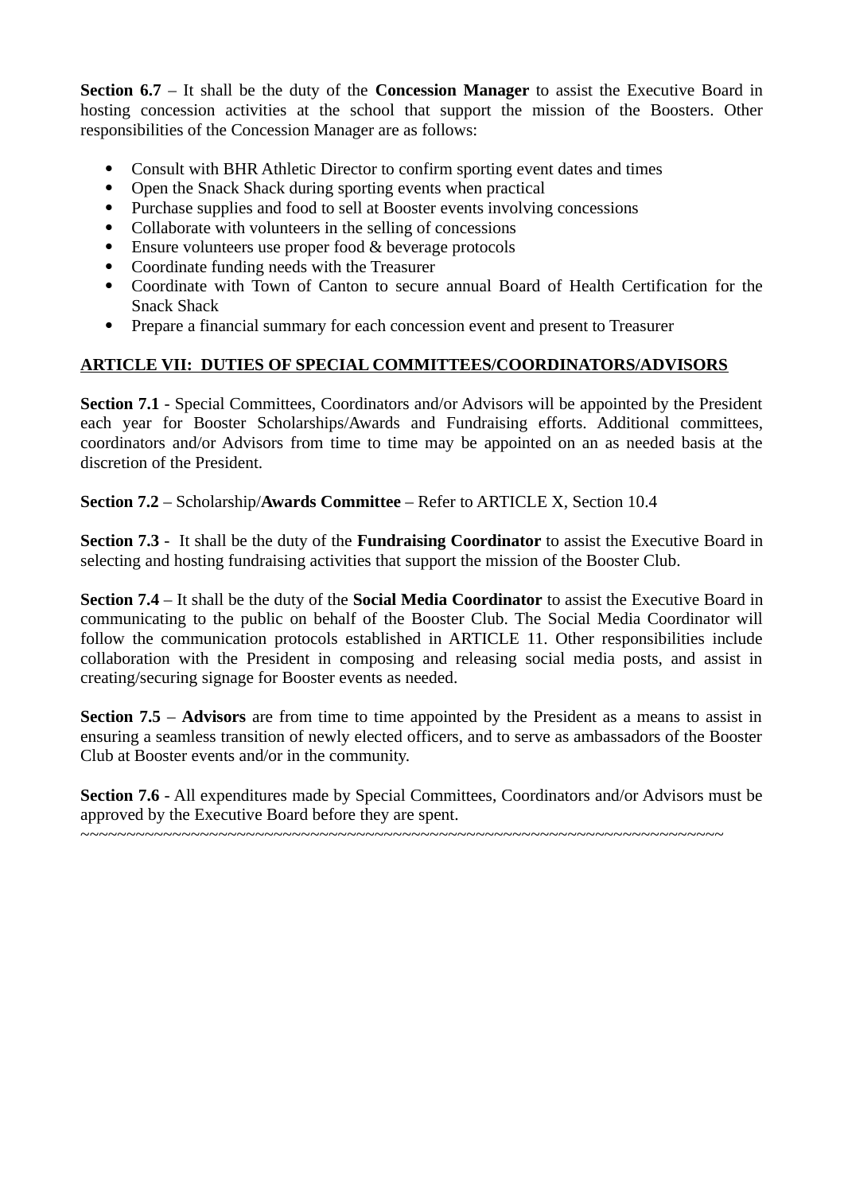**Section 6.7** – It shall be the duty of the **Concession Manager** to assist the Executive Board in hosting concession activities at the school that support the mission of the Boosters. Other responsibilities of the Concession Manager are as follows:

- Consult with BHR Athletic Director to confirm sporting event dates and times
- Open the Snack Shack during sporting events when practical
- Purchase supplies and food to sell at Booster events involving concessions
- Collaborate with volunteers in the selling of concessions
- Ensure volunteers use proper food & beverage protocols
- Coordinate funding needs with the Treasurer
- Coordinate with Town of Canton to secure annual Board of Health Certification for the Snack Shack
- Prepare a financial summary for each concession event and present to Treasurer

## ARTICLE VII: DUTIES OF SPECIAL COMMITTEES/COORDINATORS/ADVISORS

**Section 7.1** - Special Committees, Coordinators and/or Advisors will be appointed by the President each year for Booster Scholarships/Awards and Fundraising efforts. Additional committees, coordinators and/or Advisors from time to time may be appointed on an as needed basis at the discretion of the President.

**Section 7.2** – Scholarship/**Awards Committee** – Refer to ARTICLE X, Section 10.4

**Section 7.3** - It shall be the duty of the **Fundraising Coordinator** to assist the Executive Board in selecting and hosting fundraising activities that support the mission of the Booster Club.

**Section 7.4** – It shall be the duty of the **Social Media Coordinator** to assist the Executive Board in communicating to the public on behalf of the Booster Club. The Social Media Coordinator will follow the communication protocols established in ARTICLE 11. Other responsibilities include collaboration with the President in composing and releasing social media posts, and assist in creating/securing signage for Booster events as needed.

**Section 7.5** – **Advisors** are from time to time appointed by the President as a means to assist in ensuring a seamless transition of newly elected officers, and to serve as ambassadors of the Booster Club at Booster events and/or in the community.

**Section 7.6** - All expenditures made by Special Committees, Coordinators and/or Advisors must be approved by the Executive Board before they are spent.

~~~~~~~~~~~~~~~~~~~~~~~~~~~~~~~~~~~~~~~~~~~~~~~~~~~~~~~~~~~~~~~~~~~~~~~~~